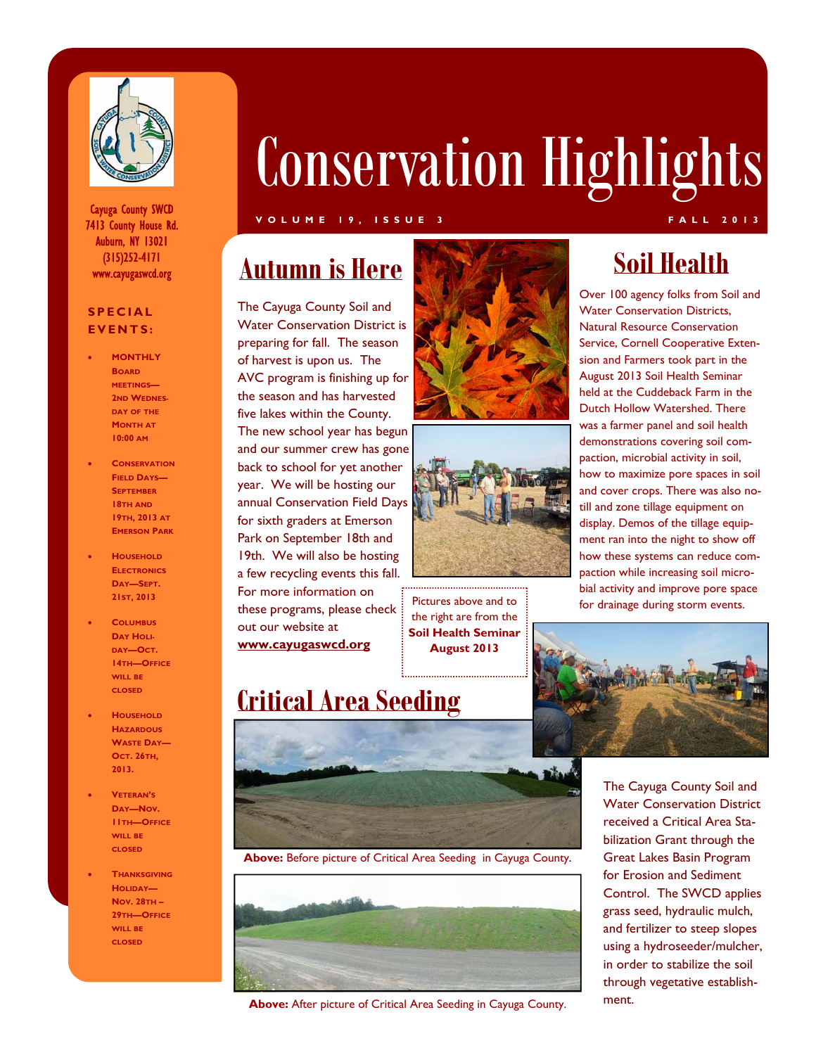# Conservation Highlights

VOLUME 19, ISSUE 3 — FALL 2013

Cayuga County SWCD
7413 County House Rd.
Auburn, NY 13021
(315)252-4171
www.cayugaswcd.org

**SPECIAL EVENTS:**

- MONTHLY BOARD MEETINGS—2ND WEDNESDAY OF THE MONTH AT 10:00 AM
- CONSERVATION FIELD DAYS—SEPTEMBER 18TH AND 19TH, 2013 AT EMERSON PARK
- HOUSEHOLD ELECTRONICS DAY—SEPT. 21ST, 2013
- COLUMBUS DAY HOLIDAY—OCT. 14TH—OFFICE WILL BE CLOSED
- HOUSEHOLD HAZARDOUS WASTE DAY—OCT. 26TH, 2013.
- VETERAN'S DAY—NOV. 11TH—OFFICE WILL BE CLOSED
- THANKSGIVING HOLIDAY—NOV. 28TH – 29TH—OFFICE WILL BE CLOSED

## Autumn is Here

The Cayuga County Soil and Water Conservation District is preparing for fall. The season of harvest is upon us. The AVC program is finishing up for the season and has harvested five lakes within the County. The new school year has begun and our summer crew has gone back to school for yet another year. We will be hosting our annual Conservation Field Days for sixth graders at Emerson Park on September 18th and 19th. We will also be hosting a few recycling events this fall. For more information on these programs, please check out our website at **www.cayugaswcd.org**

Pictures above and to the right are from the **Soil Health Seminar August 2013**

## Soil Health

Over 100 agency folks from Soil and Water Conservation Districts, Natural Resource Conservation Service, Cornell Cooperative Extension and Farmers took part in the August 2013 Soil Health Seminar held at the Cuddeback Farm in the Dutch Hollow Watershed. There was a farmer panel and soil health demonstrations covering soil compaction, microbial activity in soil, how to maximize pore spaces in soil and cover crops. There was also no-till and zone tillage equipment on display. Demos of the tillage equipment ran into the night to show off how these systems can reduce compaction while increasing soil microbial activity and improve pore space for drainage during storm events.

## Critical Area Seeding

**Above:** Before picture of Critical Area Seeding in Cayuga County.

**Above:** After picture of Critical Area Seeding in Cayuga County.

The Cayuga County Soil and Water Conservation District received a Critical Area Stabilization Grant through the Great Lakes Basin Program for Erosion and Sediment Control. The SWCD applies grass seed, hydraulic mulch, and fertilizer to steep slopes using a hydroseeder/mulcher, in order to stabilize the soil through vegetative establishment.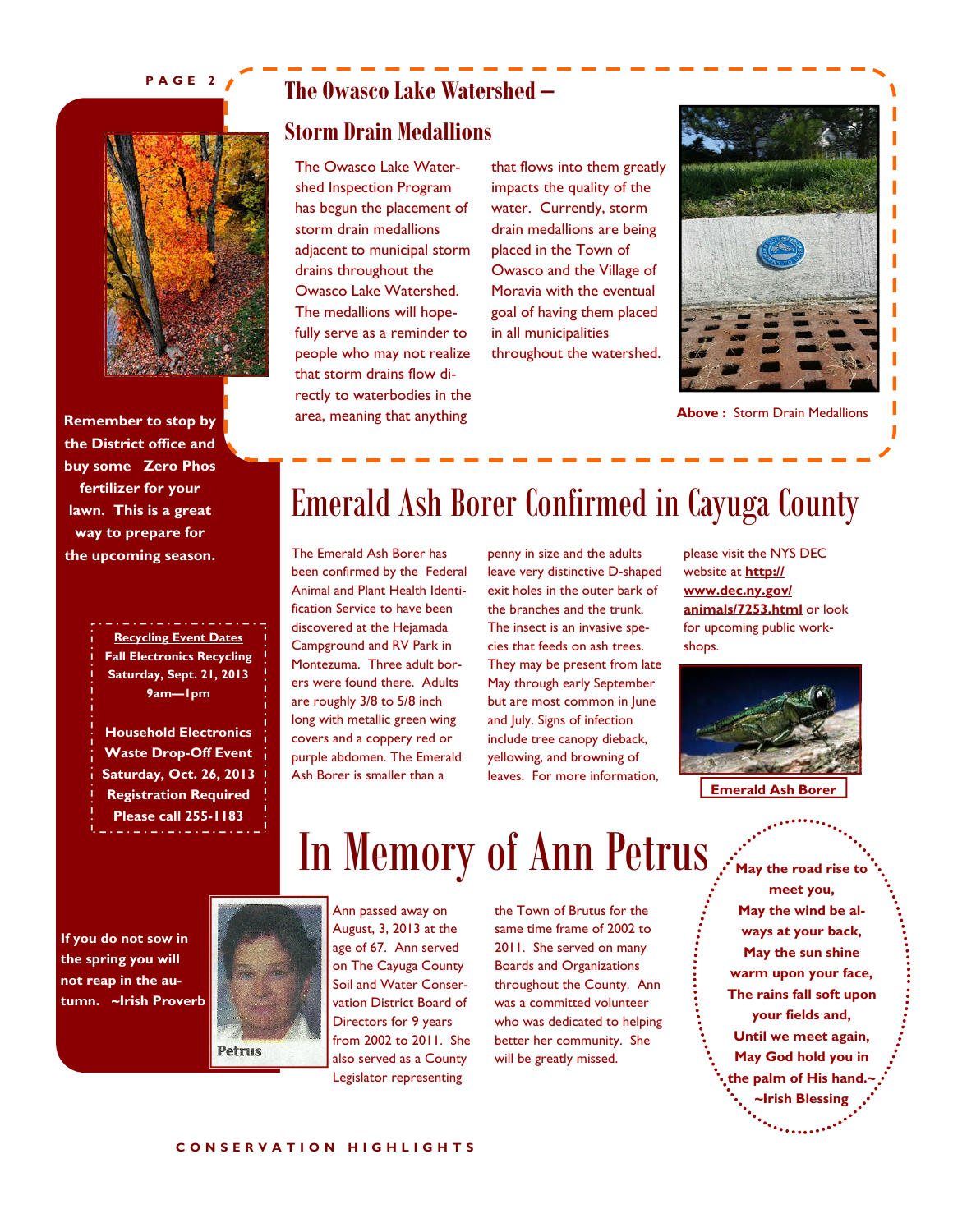## The Owasco Lake Watershed – Storm Drain Medallions

The Owasco Lake Watershed Inspection Program has begun the placement of storm drain medallions adjacent to municipal storm drains throughout the Owasco Lake Watershed. The medallions will hopefully serve as a reminder to people who may not realize that storm drains flow directly to waterbodies in the area, meaning that anything that flows into them greatly impacts the quality of the water. Currently, storm drain medallions are being placed in the Town of Owasco and the Village of Moravia with the eventual goal of having them placed in all municipalities throughout the watershed.

**Above :** Storm Drain Medallions

**Remember to stop by the District office and buy some Zero Phos fertilizer for your lawn. This is a great way to prepare for the upcoming season.**

**Recycling Event Dates**

**Fall Electronics Recycling**
**Saturday, Sept. 21, 2013**
**9am—1pm**

**Household Electronics Waste Drop-Off Event**
**Saturday, Oct. 26, 2013**
**Registration Required**
**Please call 255-1183**

# Emerald Ash Borer Confirmed in Cayuga County

The Emerald Ash Borer has been confirmed by the Federal Animal and Plant Health Identification Service to have been discovered at the Hejamada Campground and RV Park in Montezuma. Three adult borers were found there. Adults are roughly 3/8 to 5/8 inch long with metallic green wing covers and a coppery red or purple abdomen. The Emerald Ash Borer is smaller than a penny in size and the adults leave very distinctive D-shaped exit holes in the outer bark of the branches and the trunk. The insect is an invasive species that feeds on ash trees. They may be present from late May through early September but are most common in June and July. Signs of infection include tree canopy dieback, yellowing, and browning of leaves. For more information, please visit the NYS DEC website at **http://www.dec.ny.gov/animals/7253.html** or look for upcoming public workshops.

**Emerald Ash Borer**

# In Memory of Ann Petrus

Petrus

Ann passed away on August, 3, 2013 at the age of 67. Ann served on The Cayuga County Soil and Water Conservation District Board of Directors for 9 years from 2002 to 2011. She also served as a County Legislator representing the Town of Brutus for the same time frame of 2002 to 2011. She served on many Boards and Organizations throughout the County. Ann was a committed volunteer who was dedicated to helping better her community. She will be greatly missed.

**May the road rise to meet you,**
**May the wind be always at your back,**
**May the sun shine warm upon your face,**
**The rains fall soft upon your fields and,**
**Until we meet again,**
**May God hold you in the palm of His hand.~**
**~Irish Blessing**

**If you do not sow in the spring you will not reap in the autumn. ~Irish Proverb**